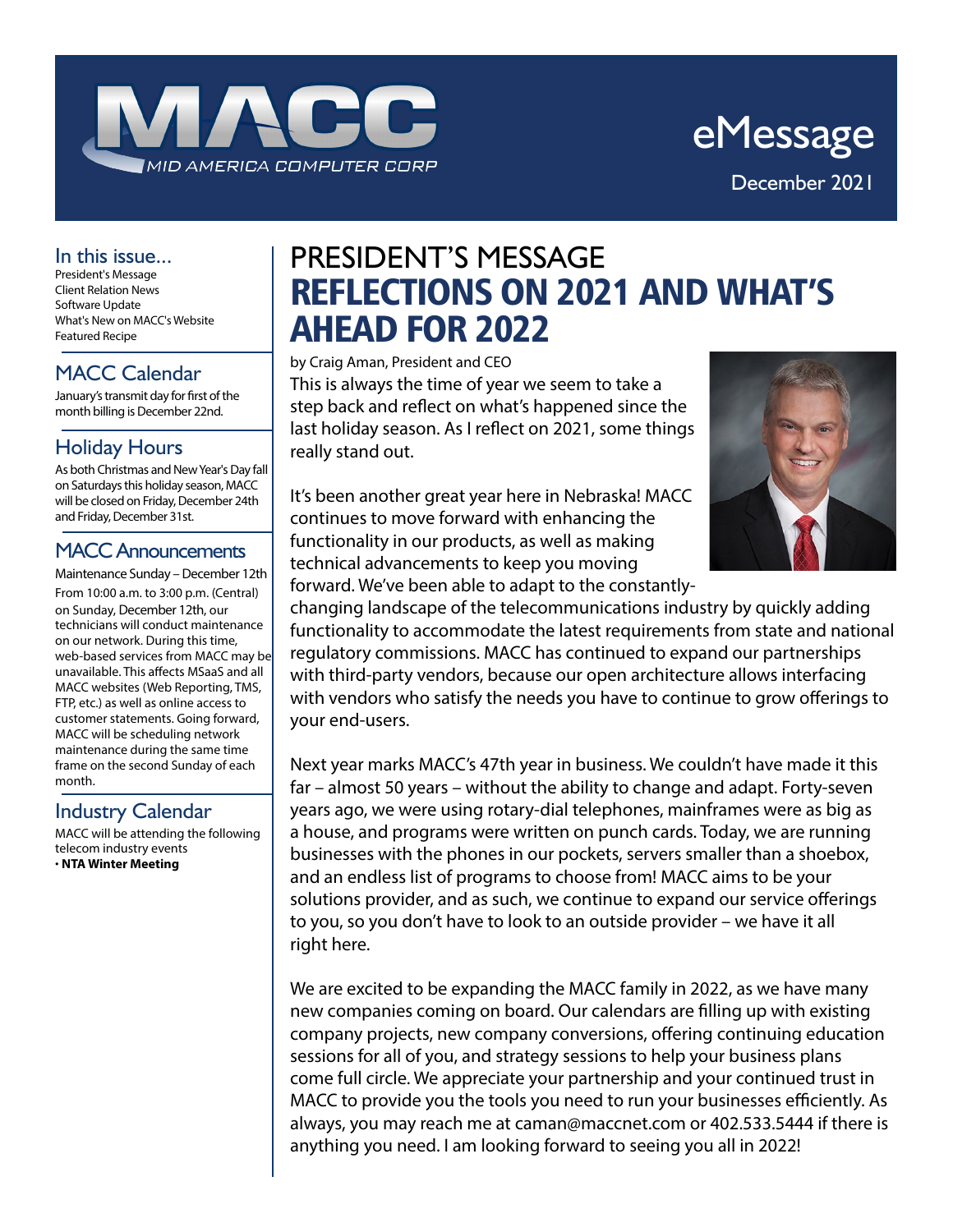# MACC

MID AMERICA COMPUTER CORP

eMessage

December 2021

## In this issue...

President's Message
Client Relation News
Software Update
What's New on MACC's Website
Featured Recipe

## MACC Calendar

January's transmit day for first of the month billing is December 22nd.

## Holiday Hours

As both Christmas and New Year's Day fall on Saturdays this holiday season, MACC will be closed on Friday, December 24th and Friday, December 31st.

## MACC Announcements

Maintenance Sunday – December 12th

From 10:00 a.m. to 3:00 p.m. (Central) on Sunday, December 12th, our technicians will conduct maintenance on our network. During this time, web-based services from MACC may be unavailable. This affects MSaaS and all MACC websites (Web Reporting, TMS, FTP, etc.) as well as online access to customer statements. Going forward, MACC will be scheduling network maintenance during the same time frame on the second Sunday of each month.

## Industry Calendar

MACC will be attending the following telecom industry events

- **NTA Winter Meeting**

# PRESIDENT'S MESSAGE

## REFLECTIONS ON 2021 AND WHAT'S AHEAD FOR 2022

by Craig Aman, President and CEO

This is always the time of year we seem to take a step back and reflect on what's happened since the last holiday season. As I reflect on 2021, some things really stand out.

It's been another great year here in Nebraska! MACC continues to move forward with enhancing the functionality in our products, as well as making technical advancements to keep you moving forward. We've been able to adapt to the constantly-changing landscape of the telecommunications industry by quickly adding functionality to accommodate the latest requirements from state and national regulatory commissions. MACC has continued to expand our partnerships with third-party vendors, because our open architecture allows interfacing with vendors who satisfy the needs you have to continue to grow offerings to your end-users.

Next year marks MACC's 47th year in business. We couldn't have made it this far – almost 50 years – without the ability to change and adapt. Forty-seven years ago, we were using rotary-dial telephones, mainframes were as big as a house, and programs were written on punch cards. Today, we are running businesses with the phones in our pockets, servers smaller than a shoebox, and an endless list of programs to choose from! MACC aims to be your solutions provider, and as such, we continue to expand our service offerings to you, so you don't have to look to an outside provider – we have it all right here.

We are excited to be expanding the MACC family in 2022, as we have many new companies coming on board. Our calendars are filling up with existing company projects, new company conversions, offering continuing education sessions for all of you, and strategy sessions to help your business plans come full circle. We appreciate your partnership and your continued trust in MACC to provide you the tools you need to run your businesses efficiently. As always, you may reach me at caman@maccnet.com or 402.533.5444 if there is anything you need. I am looking forward to seeing you all in 2022!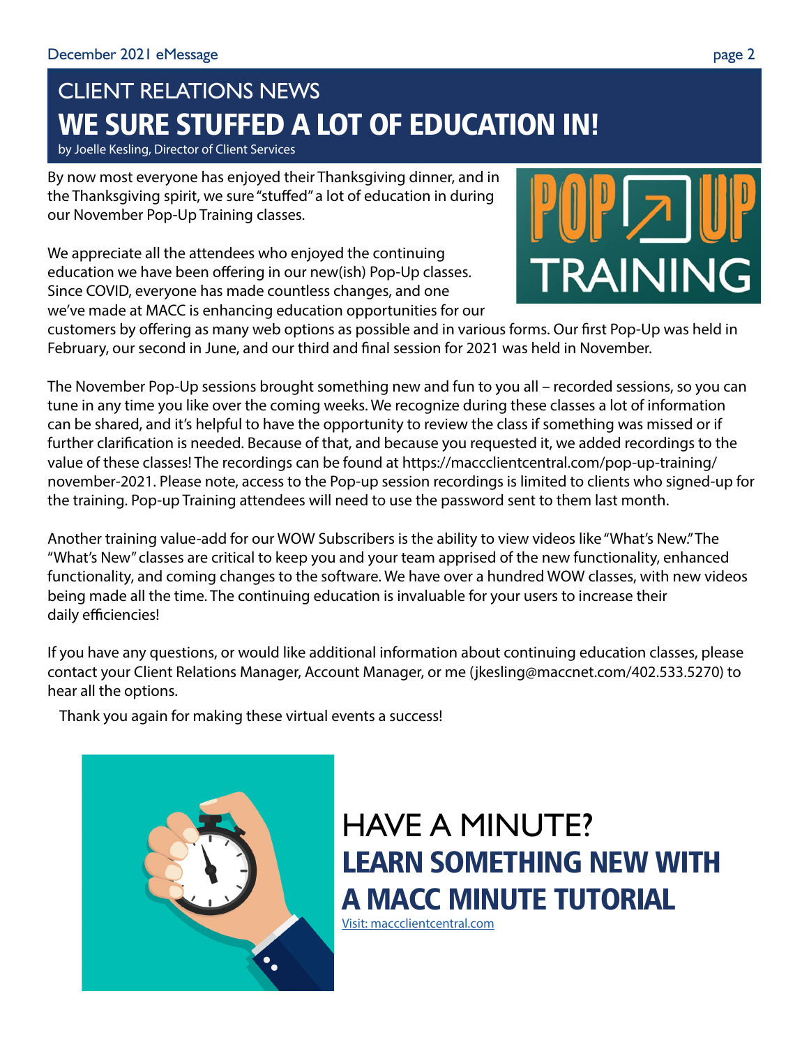## CLIENT RELATIONS NEWS

# WE SURE STUFFED A LOT OF EDUCATION IN!

by Joelle Kesling, Director of Client Services

By now most everyone has enjoyed their Thanksgiving dinner, and in the Thanksgiving spirit, we sure "stuffed" a lot of education in during our November Pop-Up Training classes.

We appreciate all the attendees who enjoyed the continuing education we have been offering in our new(ish) Pop-Up classes. Since COVID, everyone has made countless changes, and one we've made at MACC is enhancing education opportunities for our customers by offering as many web options as possible and in various forms. Our first Pop-Up was held in February, our second in June, and our third and final session for 2021 was held in November.

The November Pop-Up sessions brought something new and fun to you all – recorded sessions, so you can tune in any time you like over the coming weeks. We recognize during these classes a lot of information can be shared, and it's helpful to have the opportunity to review the class if something was missed or if further clarification is needed. Because of that, and because you requested it, we added recordings to the value of these classes! The recordings can be found at https://maccclientcentral.com/pop-up-training/november-2021. Please note, access to the Pop-up session recordings is limited to clients who signed-up for the training. Pop-up Training attendees will need to use the password sent to them last month.

Another training value-add for our WOW Subscribers is the ability to view videos like "What's New." The "What's New" classes are critical to keep you and your team apprised of the new functionality, enhanced functionality, and coming changes to the software. We have over a hundred WOW classes, with new videos being made all the time. The continuing education is invaluable for your users to increase their daily efficiencies!

If you have any questions, or would like additional information about continuing education classes, please contact your Client Relations Manager, Account Manager, or me (jkesling@maccnet.com/402.533.5270) to hear all the options.

Thank you again for making these virtual events a success!

## HAVE A MINUTE?

# LEARN SOMETHING NEW WITH A MACC MINUTE TUTORIAL

Visit: maccclientcentral.com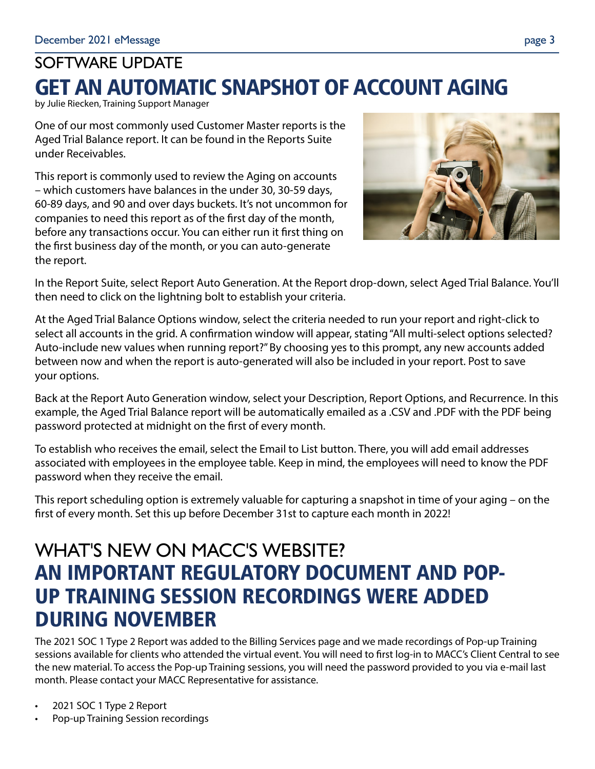## SOFTWARE UPDATE

# GET AN AUTOMATIC SNAPSHOT OF ACCOUNT AGING

by Julie Riecken, Training Support Manager

One of our most commonly used Customer Master reports is the Aged Trial Balance report. It can be found in the Reports Suite under Receivables.

This report is commonly used to review the Aging on accounts – which customers have balances in the under 30, 30-59 days, 60-89 days, and 90 and over days buckets. It's not uncommon for companies to need this report as of the first day of the month, before any transactions occur. You can either run it first thing on the first business day of the month, or you can auto-generate the report.

In the Report Suite, select Report Auto Generation. At the Report drop-down, select Aged Trial Balance. You'll then need to click on the lightning bolt to establish your criteria.

At the Aged Trial Balance Options window, select the criteria needed to run your report and right-click to select all accounts in the grid. A confirmation window will appear, stating "All multi-select options selected? Auto-include new values when running report?" By choosing yes to this prompt, any new accounts added between now and when the report is auto-generated will also be included in your report. Post to save your options.

Back at the Report Auto Generation window, select your Description, Report Options, and Recurrence. In this example, the Aged Trial Balance report will be automatically emailed as a .CSV and .PDF with the PDF being password protected at midnight on the first of every month.

To establish who receives the email, select the Email to List button. There, you will add email addresses associated with employees in the employee table. Keep in mind, the employees will need to know the PDF password when they receive the email.

This report scheduling option is extremely valuable for capturing a snapshot in time of your aging – on the first of every month. Set this up before December 31st to capture each month in 2022!

## WHAT'S NEW ON MACC'S WEBSITE?

# AN IMPORTANT REGULATORY DOCUMENT AND POP-UP TRAINING SESSION RECORDINGS WERE ADDED DURING NOVEMBER

The 2021 SOC 1 Type 2 Report was added to the Billing Services page and we made recordings of Pop-up Training sessions available for clients who attended the virtual event. You will need to first log-in to MACC's Client Central to see the new material. To access the Pop-up Training sessions, you will need the password provided to you via e-mail last month. Please contact your MACC Representative for assistance.

- 2021 SOC 1 Type 2 Report
- Pop-up Training Session recordings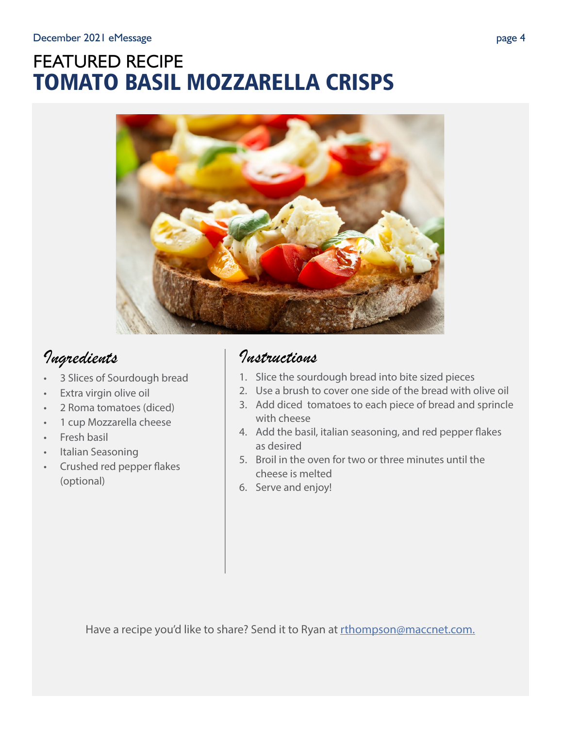# FEATURED RECIPE

# TOMATO BASIL MOZZARELLA CRISPS

## Ingredients

- 3 Slices of Sourdough bread
- Extra virgin olive oil
- 2 Roma tomatoes (diced)
- 1 cup Mozzarella cheese
- Fresh basil
- Italian Seasoning
- Crushed red pepper flakes (optional)

## Instructions

1. Slice the sourdough bread into bite sized pieces
2. Use a brush to cover one side of the bread with olive oil
3. Add diced tomatoes to each piece of bread and sprincle with cheese
4. Add the basil, italian seasoning, and red pepper flakes as desired
5. Broil in the oven for two or three minutes until the cheese is melted
6. Serve and enjoy!

Have a recipe you'd like to share? Send it to Ryan at rthompson@maccnet.com.